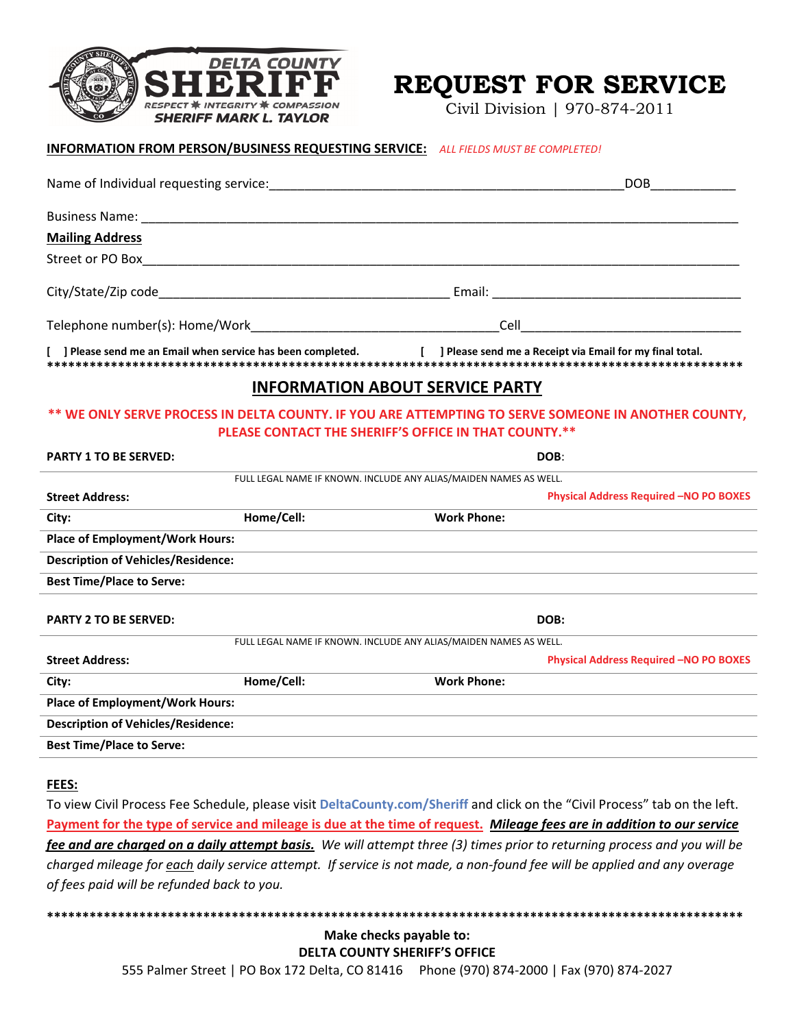DELTA COUNTY
SHERIFF
RESPECT ✱ INTEGRITY ✱ COMPASSION
SHERIFF MARK L. TAYLOR

# REQUEST FOR SERVICE

Civil Division | 970-874-2011

**INFORMATION FROM PERSON/BUSINESS REQUESTING SERVICE:** *ALL FIELDS MUST BE COMPLETED!*

Name of Individual requesting service:__________________________________________________DOB____________

Business Name: ________________________________________________________________________________

**Mailing Address**

Street or PO Box_________________________________________________________________________________

City/State/Zip code_________________________________________ Email: ___________________________________

Telephone number(s): Home/Work__________________________________Cell_______________________________

**[ ] Please send me an Email when service has been completed.** **[ ] Please send me a Receipt via Email for my final total.**

******************************************************************************************************

## INFORMATION ABOUT SERVICE PARTY

**** WE ONLY SERVE PROCESS IN DELTA COUNTY. IF YOU ARE ATTEMPTING TO SERVE SOMEONE IN ANOTHER COUNTY, PLEASE CONTACT THE SHERIFF'S OFFICE IN THAT COUNTY.****

**PARTY 1 TO BE SERVED:** **DOB**:

FULL LEGAL NAME IF KNOWN. INCLUDE ANY ALIAS/MAIDEN NAMES AS WELL.

**Street Address:** **Physical Address Required –NO PO BOXES**

**City:** **Home/Cell:** **Work Phone:**

**Place of Employment/Work Hours:**

**Description of Vehicles/Residence:**

**Best Time/Place to Serve:**

**PARTY 2 TO BE SERVED:** **DOB:**

FULL LEGAL NAME IF KNOWN. INCLUDE ANY ALIAS/MAIDEN NAMES AS WELL.

**Street Address:** **Physical Address Required –NO PO BOXES**

**City:** **Home/Cell:** **Work Phone:**

**Place of Employment/Work Hours:**

**Description of Vehicles/Residence:**

**Best Time/Place to Serve:**

**FEES:**

To view Civil Process Fee Schedule, please visit **DeltaCounty.com/Sheriff** and click on the "Civil Process" tab on the left. Payment for the type of service and mileage is due at the time of request. ***Mileage fees are in addition to our service fee and are charged on a daily attempt basis.*** *We will attempt three (3) times prior to returning process and you will be charged mileage for each daily service attempt. If service is not made, a non-found fee will be applied and any overage of fees paid will be refunded back to you.*

******************************************************************************************************

**Make checks payable to:**
**DELTA COUNTY SHERIFF'S OFFICE**

555 Palmer Street | PO Box 172 Delta, CO 81416 Phone (970) 874-2000 | Fax (970) 874-2027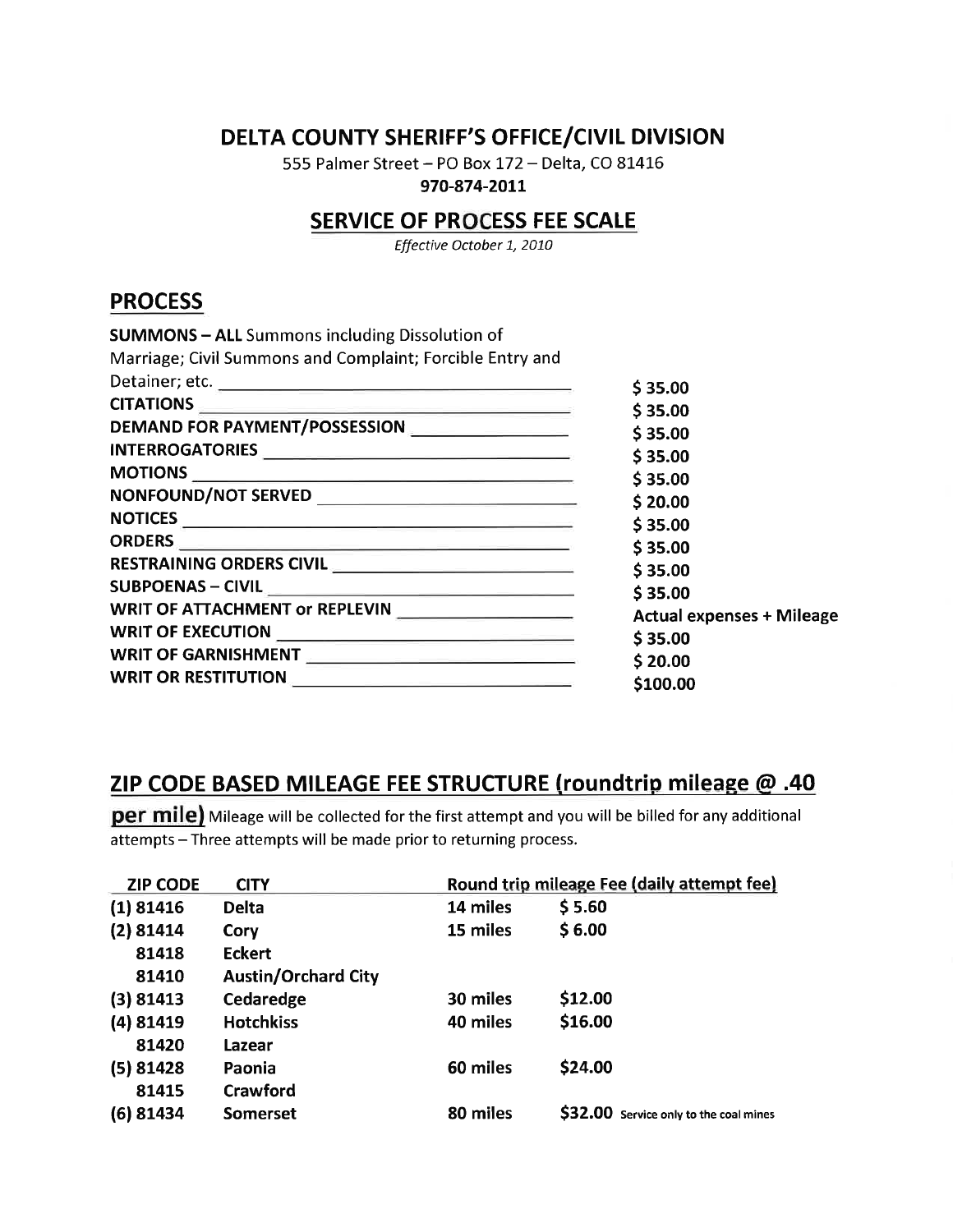## DELTA COUNTY SHERIFF'S OFFICE/CIVIL DIVISION

555 Palmer Street – PO Box 172 – Delta, CO 81416

**970-874-2011**

## SERVICE OF PROCESS FEE SCALE

*Effective October 1, 2010*

## PROCESS

| | |
|---|---|
| **SUMMONS – ALL** Summons including Dissolution of Marriage; Civil Summons and Complaint; Forcible Entry and Detainer; etc. | $ 35.00 |
| **CITATIONS** | $ 35.00 |
| **DEMAND FOR PAYMENT/POSSESSION** | $ 35.00 |
| **INTERROGATORIES** | $ 35.00 |
| **MOTIONS** | $ 35.00 |
| **NONFOUND/NOT SERVED** | $ 20.00 |
| **NOTICES** | $ 35.00 |
| **ORDERS** | $ 35.00 |
| **RESTRAINING ORDERS CIVIL** | $ 35.00 |
| **SUBPOENAS – CIVIL** | $ 35.00 |
| **WRIT OF ATTACHMENT or REPLEVIN** | **Actual expenses + Mileage** |
| **WRIT OF EXECUTION** | $ 35.00 |
| **WRIT OF GARNISHMENT** | $ 20.00 |
| **WRIT OR RESTITUTION** | $100.00 |

## ZIP CODE BASED MILEAGE FEE STRUCTURE (roundtrip mileage @ .40 per mile)

Mileage will be collected for the first attempt and you will be billed for any additional attempts – Three attempts will be made prior to returning process.

| ZIP CODE | CITY | Round trip mileage Fee (daily attempt fee) | |
|---|---|---|---|
| (1) 81416 | Delta | 14 miles | $ 5.60 |
| (2) 81414 | Cory | 15 miles | $ 6.00 |
| 81418 | Eckert | | |
| 81410 | Austin/Orchard City | | |
| (3) 81413 | Cedaredge | 30 miles | $12.00 |
| (4) 81419 | Hotchkiss | 40 miles | $16.00 |
| 81420 | Lazear | | |
| (5) 81428 | Paonia | 60 miles | $24.00 |
| 81415 | Crawford | | |
| (6) 81434 | Somerset | 80 miles | $32.00 Service only to the coal mines |